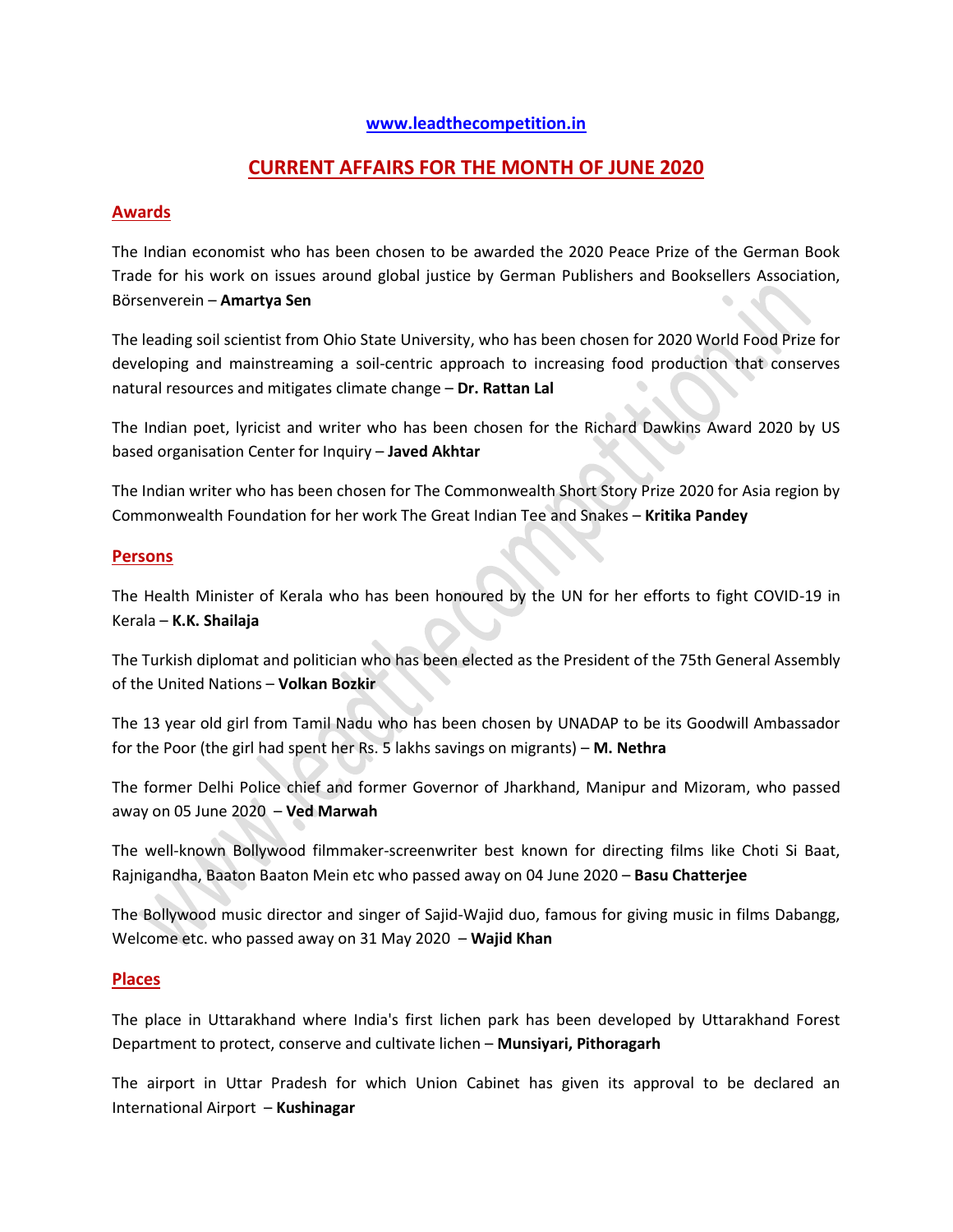www.leadthecompetition.in

# CURRENT AFFAIRS FOR THE MONTH OF JUNE 2020

## Awards

The Indian economist who has been chosen to be awarded the 2020 Peace Prize of the German Book Trade for his work on issues around global justice by German Publishers and Booksellers Association, Börsenverein – **Amartya Sen**

The leading soil scientist from Ohio State University, who has been chosen for 2020 World Food Prize for developing and mainstreaming a soil-centric approach to increasing food production that conserves natural resources and mitigates climate change – **Dr. Rattan Lal**

The Indian poet, lyricist and writer who has been chosen for the Richard Dawkins Award 2020 by US based organisation Center for Inquiry – **Javed Akhtar**

The Indian writer who has been chosen for The Commonwealth Short Story Prize 2020 for Asia region by Commonwealth Foundation for her work The Great Indian Tee and Snakes – **Kritika Pandey**

## Persons

The Health Minister of Kerala who has been honoured by the UN for her efforts to fight COVID-19 in Kerala – **K.K. Shailaja**

The Turkish diplomat and politician who has been elected as the President of the 75th General Assembly of the United Nations – **Volkan Bozkir**

The 13 year old girl from Tamil Nadu who has been chosen by UNADAP to be its Goodwill Ambassador for the Poor (the girl had spent her Rs. 5 lakhs savings on migrants) – **M. Nethra**

The former Delhi Police chief and former Governor of Jharkhand, Manipur and Mizoram, who passed away on 05 June 2020 – **Ved Marwah**

The well-known Bollywood filmmaker-screenwriter best known for directing films like Choti Si Baat, Rajnigandha, Baaton Baaton Mein etc who passed away on 04 June 2020 – **Basu Chatterjee**

The Bollywood music director and singer of Sajid-Wajid duo, famous for giving music in films Dabangg, Welcome etc. who passed away on 31 May 2020 – **Wajid Khan**

## Places

The place in Uttarakhand where India's first lichen park has been developed by Uttarakhand Forest Department to protect, conserve and cultivate lichen – **Munsiyari, Pithoragarh**

The airport in Uttar Pradesh for which Union Cabinet has given its approval to be declared an International Airport – **Kushinagar**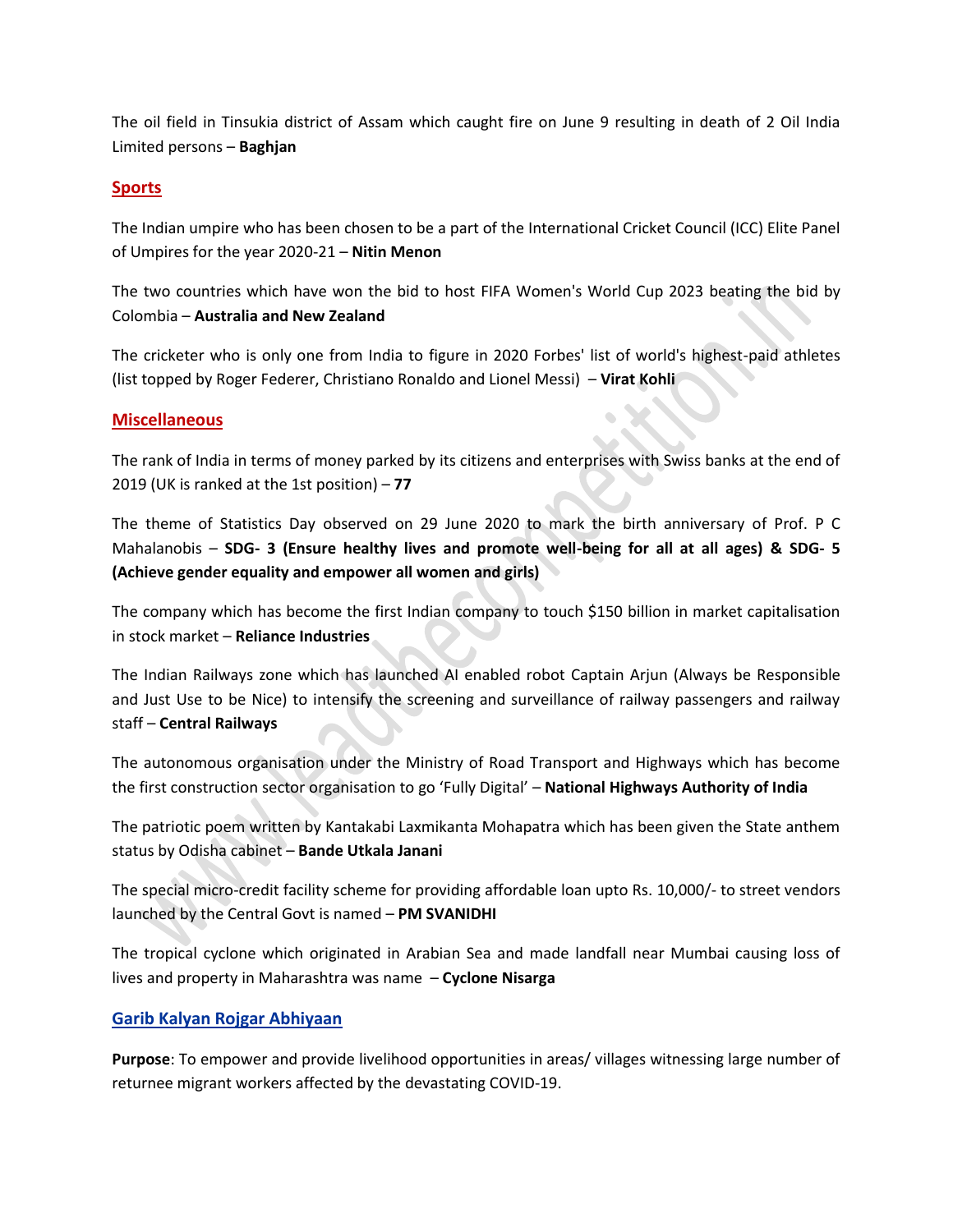The oil field in Tinsukia district of Assam which caught fire on June 9 resulting in death of 2 Oil India Limited persons – **Baghjan**

## Sports

The Indian umpire who has been chosen to be a part of the International Cricket Council (ICC) Elite Panel of Umpires for the year 2020-21 – **Nitin Menon**

The two countries which have won the bid to host FIFA Women's World Cup 2023 beating the bid by Colombia – **Australia and New Zealand**

The cricketer who is only one from India to figure in 2020 Forbes' list of world's highest-paid athletes (list topped by Roger Federer, Christiano Ronaldo and Lionel Messi) – **Virat Kohli**

## Miscellaneous

The rank of India in terms of money parked by its citizens and enterprises with Swiss banks at the end of 2019 (UK is ranked at the 1st position) – **77**

The theme of Statistics Day observed on 29 June 2020 to mark the birth anniversary of Prof. P C Mahalanobis – **SDG- 3 (Ensure healthy lives and promote well-being for all at all ages) & SDG- 5 (Achieve gender equality and empower all women and girls)**

The company which has become the first Indian company to touch $150 billion in market capitalisation in stock market – **Reliance Industries**

The Indian Railways zone which has launched AI enabled robot Captain Arjun (Always be Responsible and Just Use to be Nice) to intensify the screening and surveillance of railway passengers and railway staff – **Central Railways**

The autonomous organisation under the Ministry of Road Transport and Highways which has become the first construction sector organisation to go 'Fully Digital' – **National Highways Authority of India**

The patriotic poem written by Kantakabi Laxmikanta Mohapatra which has been given the State anthem status by Odisha cabinet – **Bande Utkala Janani**

The special micro-credit facility scheme for providing affordable loan upto Rs. 10,000/- to street vendors launched by the Central Govt is named – **PM SVANIDHI**

The tropical cyclone which originated in Arabian Sea and made landfall near Mumbai causing loss of lives and property in Maharashtra was name – **Cyclone Nisarga**

## Garib Kalyan Rojgar Abhiyaan

**Purpose**: To empower and provide livelihood opportunities in areas/ villages witnessing large number of returnee migrant workers affected by the devastating COVID-19.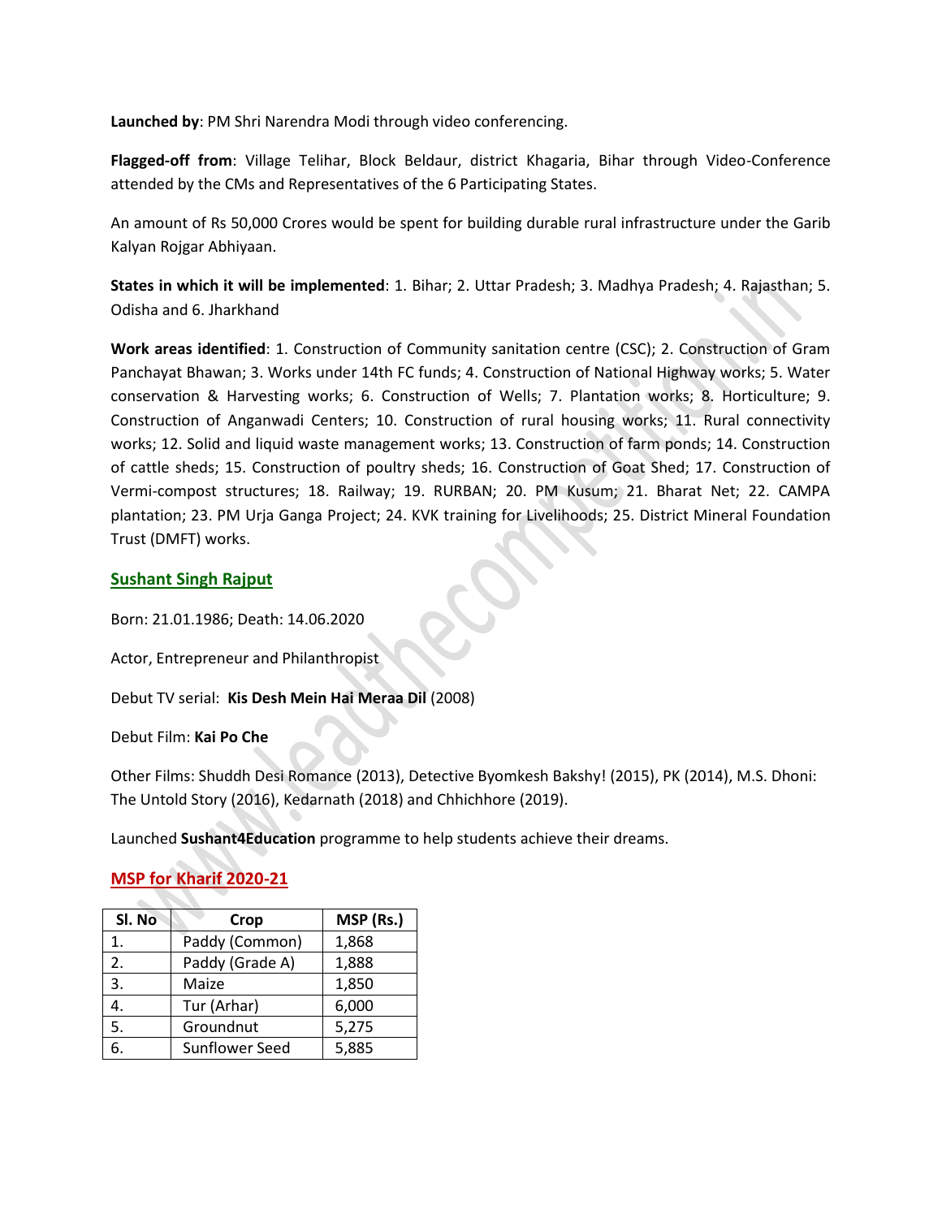**Launched by**: PM Shri Narendra Modi through video conferencing.

**Flagged-off from**: Village Telihar, Block Beldaur, district Khagaria, Bihar through Video-Conference attended by the CMs and Representatives of the 6 Participating States.

An amount of Rs 50,000 Crores would be spent for building durable rural infrastructure under the Garib Kalyan Rojgar Abhiyaan.

**States in which it will be implemented**: 1. Bihar; 2. Uttar Pradesh; 3. Madhya Pradesh; 4. Rajasthan; 5. Odisha and 6. Jharkhand

**Work areas identified**: 1. Construction of Community sanitation centre (CSC); 2. Construction of Gram Panchayat Bhawan; 3. Works under 14th FC funds; 4. Construction of National Highway works; 5. Water conservation & Harvesting works; 6. Construction of Wells; 7. Plantation works; 8. Horticulture; 9. Construction of Anganwadi Centers; 10. Construction of rural housing works; 11. Rural connectivity works; 12. Solid and liquid waste management works; 13. Construction of farm ponds; 14. Construction of cattle sheds; 15. Construction of poultry sheds; 16. Construction of Goat Shed; 17. Construction of Vermi-compost structures; 18. Railway; 19. RURBAN; 20. PM Kusum; 21. Bharat Net; 22. CAMPA plantation; 23. PM Urja Ganga Project; 24. KVK training for Livelihoods; 25. District Mineral Foundation Trust (DMFT) works.

## Sushant Singh Rajput

Born: 21.01.1986; Death: 14.06.2020

Actor, Entrepreneur and Philanthropist

Debut TV serial: **Kis Desh Mein Hai Meraa Dil** (2008)

Debut Film: **Kai Po Che**

Other Films: Shuddh Desi Romance (2013), Detective Byomkesh Bakshy! (2015), PK (2014), M.S. Dhoni: The Untold Story (2016), Kedarnath (2018) and Chhichhore (2019).

Launched **Sushant4Education** programme to help students achieve their dreams.

## MSP for Kharif 2020-21

| Sl. No | Crop | MSP (Rs.) |
|---|---|---|
| 1. | Paddy (Common) | 1,868 |
| 2. | Paddy (Grade A) | 1,888 |
| 3. | Maize | 1,850 |
| 4. | Tur (Arhar) | 6,000 |
| 5. | Groundnut | 5,275 |
| 6. | Sunflower Seed | 5,885 |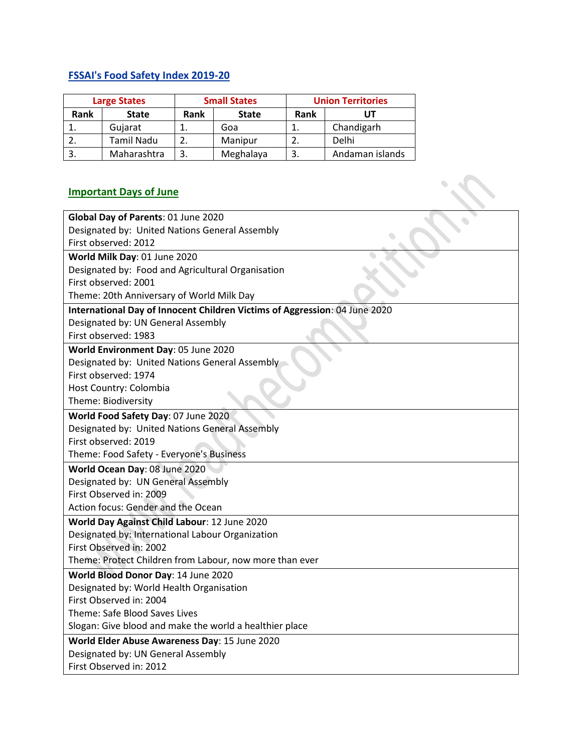## FSSAI's Food Safety Index 2019-20

| Large States | | Small States | | Union Territories | |
|---|---|---|---|---|---|
| **Rank** | **State** | **Rank** | **State** | **Rank** | **UT** |
| 1. | Gujarat | 1. | Goa | 1. | Chandigarh |
| 2. | Tamil Nadu | 2. | Manipur | 2. | Delhi |
| 3. | Maharashtra | 3. | Meghalaya | 3. | Andaman islands |

## Important Days of June

**Global Day of Parents**: 01 June 2020
Designated by: United Nations General Assembly
First observed: 2012

**World Milk Day**: 01 June 2020
Designated by: Food and Agricultural Organisation
First observed: 2001
Theme: 20th Anniversary of World Milk Day

**International Day of Innocent Children Victims of Aggression**: 04 June 2020
Designated by: UN General Assembly
First observed: 1983

**World Environment Day**: 05 June 2020
Designated by: United Nations General Assembly
First observed: 1974
Host Country: Colombia
Theme: Biodiversity

**World Food Safety Day**: 07 June 2020
Designated by: United Nations General Assembly
First observed: 2019
Theme: Food Safety - Everyone's Business

**World Ocean Day**: 08 June 2020
Designated by: UN General Assembly
First Observed in: 2009
Action focus: Gender and the Ocean

**World Day Against Child Labour**: 12 June 2020
Designated by: International Labour Organization
First Observed in: 2002
Theme: Protect Children from Labour, now more than ever

**World Blood Donor Day**: 14 June 2020
Designated by: World Health Organisation
First Observed in: 2004
Theme: Safe Blood Saves Lives
Slogan: Give blood and make the world a healthier place

**World Elder Abuse Awareness Day**: 15 June 2020
Designated by: UN General Assembly
First Observed in: 2012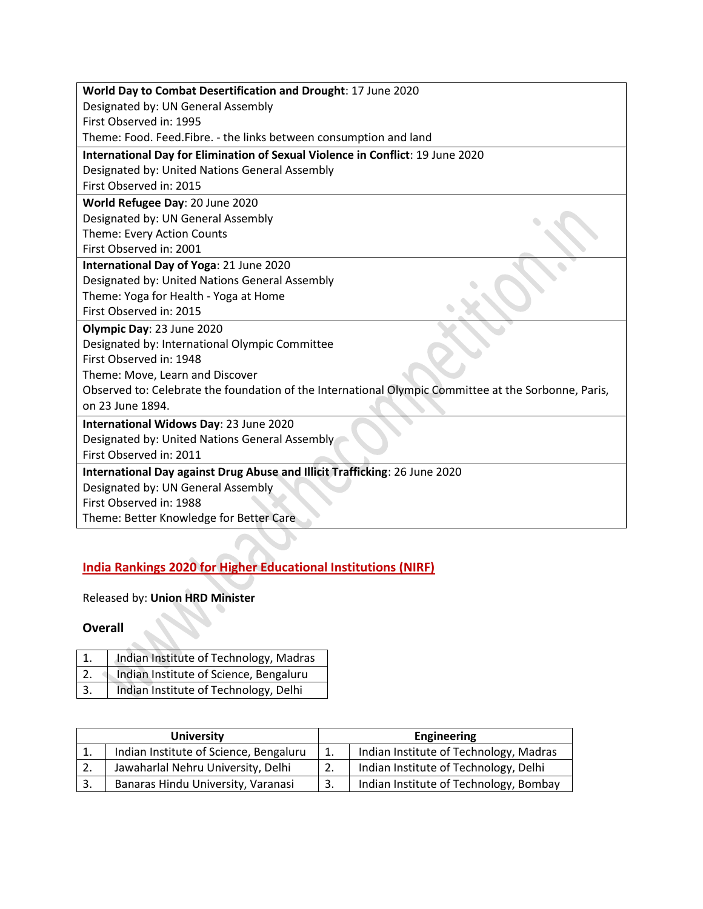| |
|---|
| **World Day to Combat Desertification and Drought**: 17 June 2020<br>Designated by: UN General Assembly<br>First Observed in: 1995<br>Theme: Food. Feed.Fibre. - the links between consumption and land |
| **International Day for Elimination of Sexual Violence in Conflict**: 19 June 2020<br>Designated by: United Nations General Assembly<br>First Observed in: 2015 |
| **World Refugee Day**: 20 June 2020<br>Designated by: UN General Assembly<br>Theme: Every Action Counts<br>First Observed in: 2001 |
| **International Day of Yoga**: 21 June 2020<br>Designated by: United Nations General Assembly<br>Theme: Yoga for Health - Yoga at Home<br>First Observed in: 2015 |
| **Olympic Day**: 23 June 2020<br>Designated by: International Olympic Committee<br>First Observed in: 1948<br>Theme: Move, Learn and Discover<br>Observed to: Celebrate the foundation of the International Olympic Committee at the Sorbonne, Paris, on 23 June 1894. |
| **International Widows Day**: 23 June 2020<br>Designated by: United Nations General Assembly<br>First Observed in: 2011 |
| **International Day against Drug Abuse and Illicit Trafficking**: 26 June 2020<br>Designated by: UN General Assembly<br>First Observed in: 1988<br>Theme: Better Knowledge for Better Care |

## India Rankings 2020 for Higher Educational Institutions (NIRF)

Released by: **Union HRD Minister**

### Overall

| | |
|---|---|
| 1. | Indian Institute of Technology, Madras |
| 2. | Indian Institute of Science, Bengaluru |
| 3. | Indian Institute of Technology, Delhi |

| University | | Engineering | |
|---|---|---|---|
| 1. | Indian Institute of Science, Bengaluru | 1. | Indian Institute of Technology, Madras |
| 2. | Jawaharlal Nehru University, Delhi | 2. | Indian Institute of Technology, Delhi |
| 3. | Banaras Hindu University, Varanasi | 3. | Indian Institute of Technology, Bombay |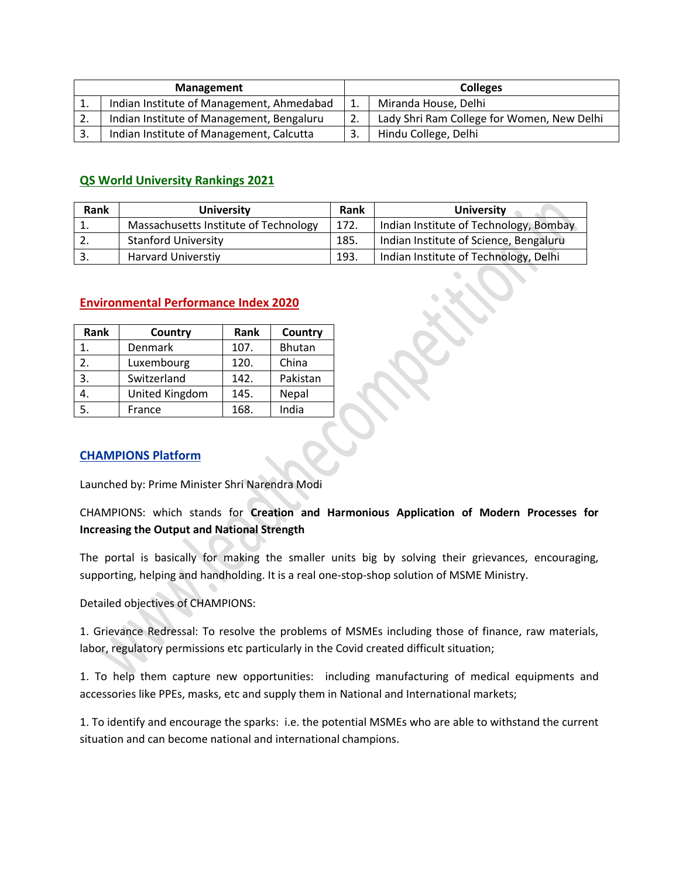| Management | | Colleges | |
|---|---|---|---|
| 1. | Indian Institute of Management, Ahmedabad | 1. | Miranda House, Delhi |
| 2. | Indian Institute of Management, Bengaluru | 2. | Lady Shri Ram College for Women, New Delhi |
| 3. | Indian Institute of Management, Calcutta | 3. | Hindu College, Delhi |

## QS World University Rankings 2021

| Rank | University | Rank | University |
|---|---|---|---|
| 1. | Massachusetts Institute of Technology | 172. | Indian Institute of Technology, Bombay |
| 2. | Stanford University | 185. | Indian Institute of Science, Bengaluru |
| 3. | Harvard Universtiy | 193. | Indian Institute of Technology, Delhi |

## Environmental Performance Index 2020

| Rank | Country | Rank | Country |
|---|---|---|---|
| 1. | Denmark | 107. | Bhutan |
| 2. | Luxembourg | 120. | China |
| 3. | Switzerland | 142. | Pakistan |
| 4. | United Kingdom | 145. | Nepal |
| 5. | France | 168. | India |

## CHAMPIONS Platform

Launched by: Prime Minister Shri Narendra Modi

CHAMPIONS: which stands for **Creation and Harmonious Application of Modern Processes for Increasing the Output and National Strength**

The portal is basically for making the smaller units big by solving their grievances, encouraging, supporting, helping and handholding. It is a real one-stop-shop solution of MSME Ministry.

Detailed objectives of CHAMPIONS:

1. Grievance Redressal: To resolve the problems of MSMEs including those of finance, raw materials, labor, regulatory permissions etc particularly in the Covid created difficult situation;

1. To help them capture new opportunities: including manufacturing of medical equipments and accessories like PPEs, masks, etc and supply them in National and International markets;

1. To identify and encourage the sparks: i.e. the potential MSMEs who are able to withstand the current situation and can become national and international champions.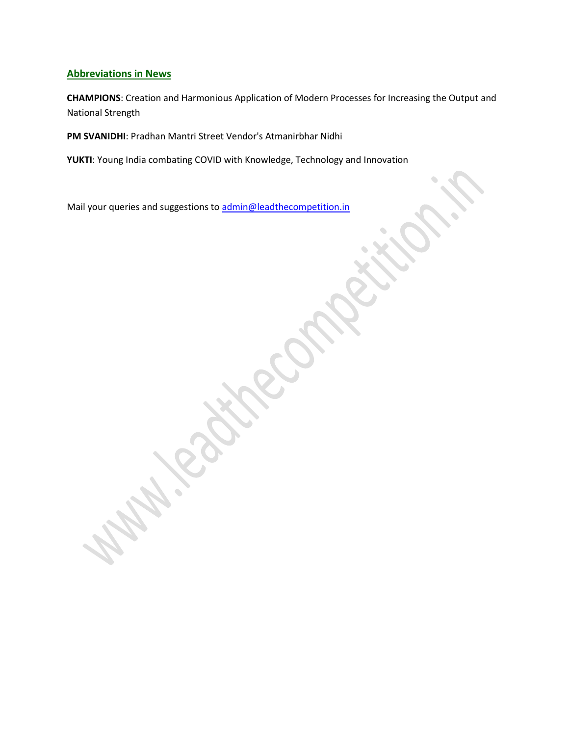## Abbreviations in News

**CHAMPIONS**: Creation and Harmonious Application of Modern Processes for Increasing the Output and National Strength

**PM SVANIDHI**: Pradhan Mantri Street Vendor's Atmanirbhar Nidhi

**YUKTI**: Young India combating COVID with Knowledge, Technology and Innovation

Mail your queries and suggestions to admin@leadthecompetition.in